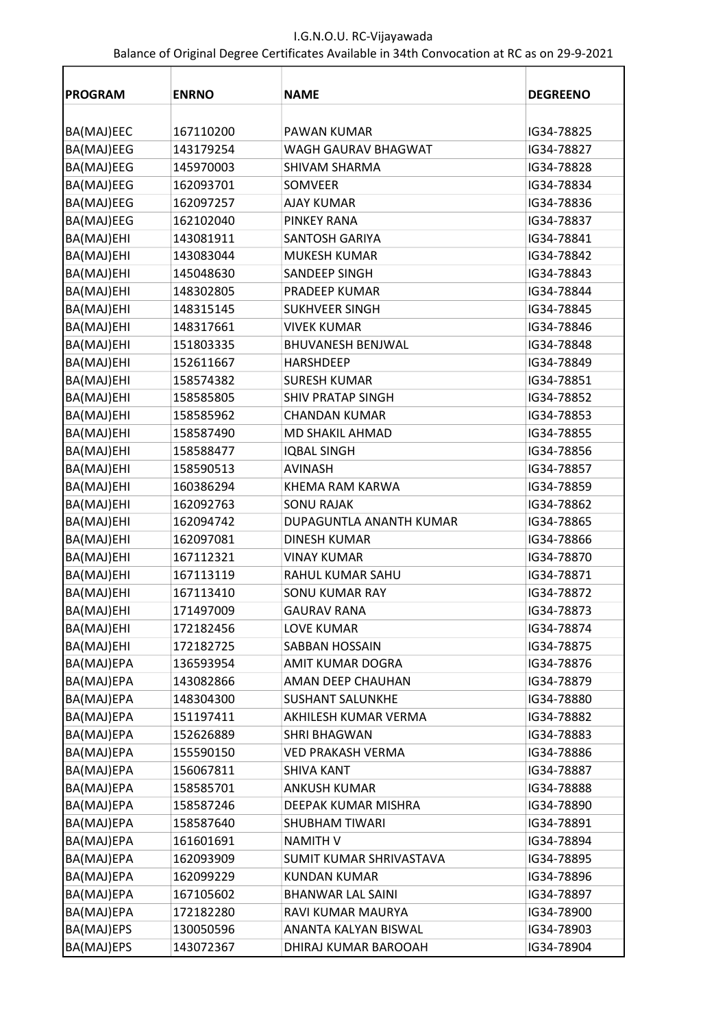I.G.N.O.U. RC-Vijayawada

Balance of Original Degree Certificates Available in 34th Convocation at RC as on 29-9-2021

| PROGRAM | ENRNO | NAME | DEGREENO |
|---|---|---|---|
| BA(MAJ)EEC | 167110200 | PAWAN KUMAR | IG34-78825 |
| BA(MAJ)EEG | 143179254 | WAGH GAURAV BHAGWAT | IG34-78827 |
| BA(MAJ)EEG | 145970003 | SHIVAM SHARMA | IG34-78828 |
| BA(MAJ)EEG | 162093701 | SOMVEER | IG34-78834 |
| BA(MAJ)EEG | 162097257 | AJAY KUMAR | IG34-78836 |
| BA(MAJ)EEG | 162102040 | PINKEY RANA | IG34-78837 |
| BA(MAJ)EHI | 143081911 | SANTOSH GARIYA | IG34-78841 |
| BA(MAJ)EHI | 143083044 | MUKESH KUMAR | IG34-78842 |
| BA(MAJ)EHI | 145048630 | SANDEEP SINGH | IG34-78843 |
| BA(MAJ)EHI | 148302805 | PRADEEP KUMAR | IG34-78844 |
| BA(MAJ)EHI | 148315145 | SUKHVEER SINGH | IG34-78845 |
| BA(MAJ)EHI | 148317661 | VIVEK KUMAR | IG34-78846 |
| BA(MAJ)EHI | 151803335 | BHUVANESH BENJWAL | IG34-78848 |
| BA(MAJ)EHI | 152611667 | HARSHDEEP | IG34-78849 |
| BA(MAJ)EHI | 158574382 | SURESH KUMAR | IG34-78851 |
| BA(MAJ)EHI | 158585805 | SHIV PRATAP SINGH | IG34-78852 |
| BA(MAJ)EHI | 158585962 | CHANDAN KUMAR | IG34-78853 |
| BA(MAJ)EHI | 158587490 | MD SHAKIL AHMAD | IG34-78855 |
| BA(MAJ)EHI | 158588477 | IQBAL SINGH | IG34-78856 |
| BA(MAJ)EHI | 158590513 | AVINASH | IG34-78857 |
| BA(MAJ)EHI | 160386294 | KHEMA RAM KARWA | IG34-78859 |
| BA(MAJ)EHI | 162092763 | SONU RAJAK | IG34-78862 |
| BA(MAJ)EHI | 162094742 | DUPAGUNTLA ANANTH KUMAR | IG34-78865 |
| BA(MAJ)EHI | 162097081 | DINESH KUMAR | IG34-78866 |
| BA(MAJ)EHI | 167112321 | VINAY KUMAR | IG34-78870 |
| BA(MAJ)EHI | 167113119 | RAHUL KUMAR SAHU | IG34-78871 |
| BA(MAJ)EHI | 167113410 | SONU KUMAR RAY | IG34-78872 |
| BA(MAJ)EHI | 171497009 | GAURAV RANA | IG34-78873 |
| BA(MAJ)EHI | 172182456 | LOVE KUMAR | IG34-78874 |
| BA(MAJ)EHI | 172182725 | SABBAN HOSSAIN | IG34-78875 |
| BA(MAJ)EPA | 136593954 | AMIT KUMAR DOGRA | IG34-78876 |
| BA(MAJ)EPA | 143082866 | AMAN DEEP CHAUHAN | IG34-78879 |
| BA(MAJ)EPA | 148304300 | SUSHANT SALUNKHE | IG34-78880 |
| BA(MAJ)EPA | 151197411 | AKHILESH KUMAR VERMA | IG34-78882 |
| BA(MAJ)EPA | 152626889 | SHRI BHAGWAN | IG34-78883 |
| BA(MAJ)EPA | 155590150 | VED PRAKASH VERMA | IG34-78886 |
| BA(MAJ)EPA | 156067811 | SHIVA KANT | IG34-78887 |
| BA(MAJ)EPA | 158585701 | ANKUSH KUMAR | IG34-78888 |
| BA(MAJ)EPA | 158587246 | DEEPAK KUMAR MISHRA | IG34-78890 |
| BA(MAJ)EPA | 158587640 | SHUBHAM TIWARI | IG34-78891 |
| BA(MAJ)EPA | 161601691 | NAMITH V | IG34-78894 |
| BA(MAJ)EPA | 162093909 | SUMIT KUMAR SHRIVASTAVA | IG34-78895 |
| BA(MAJ)EPA | 162099229 | KUNDAN KUMAR | IG34-78896 |
| BA(MAJ)EPA | 167105602 | BHANWAR LAL SAINI | IG34-78897 |
| BA(MAJ)EPA | 172182280 | RAVI KUMAR MAURYA | IG34-78900 |
| BA(MAJ)EPS | 130050596 | ANANTA KALYAN BISWAL | IG34-78903 |
| BA(MAJ)EPS | 143072367 | DHIRAJ KUMAR BAROOAH | IG34-78904 |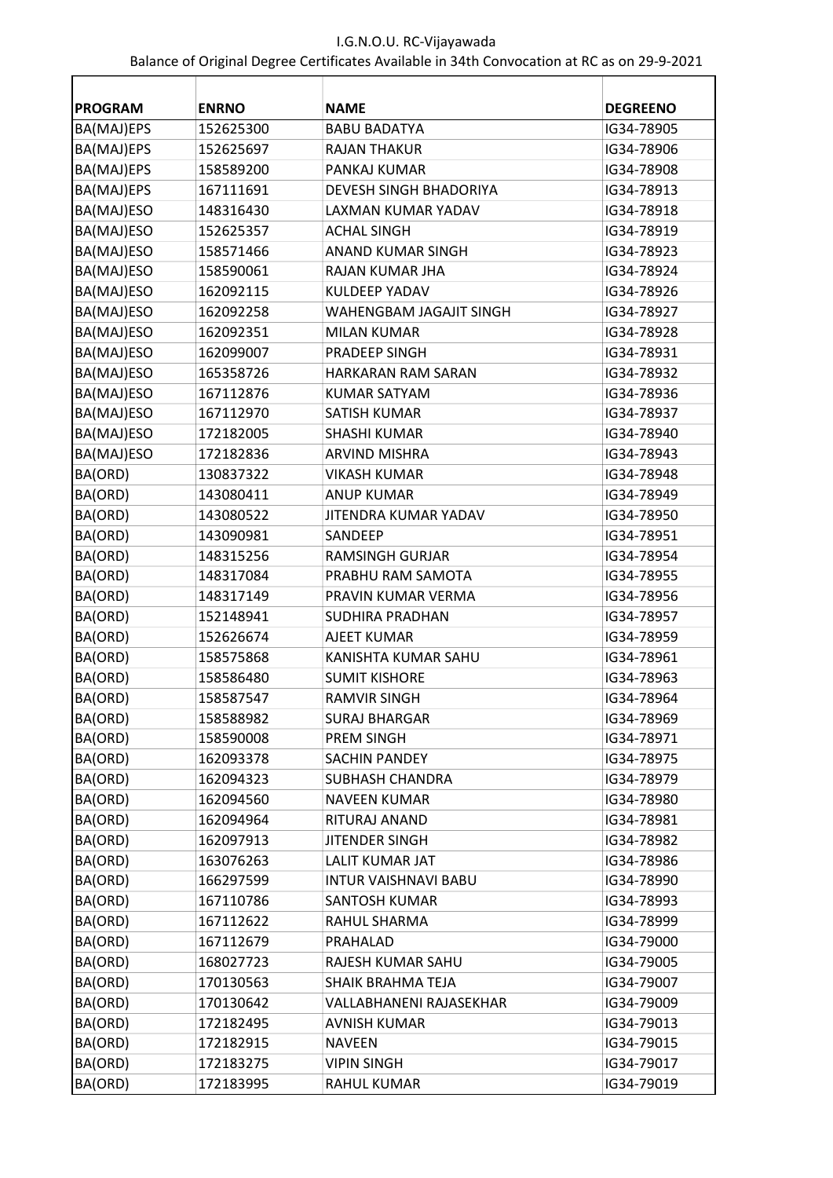I.G.N.O.U. RC-Vijayawada

Balance of Original Degree Certificates Available in 34th Convocation at RC as on 29-9-2021

| PROGRAM | ENRNO | NAME | DEGREENO |
|---|---|---|---|
| BA(MAJ)EPS | 152625300 | BABU BADATYA | IG34-78905 |
| BA(MAJ)EPS | 152625697 | RAJAN THAKUR | IG34-78906 |
| BA(MAJ)EPS | 158589200 | PANKAJ KUMAR | IG34-78908 |
| BA(MAJ)EPS | 167111691 | DEVESH SINGH BHADORIYA | IG34-78913 |
| BA(MAJ)ESO | 148316430 | LAXMAN KUMAR YADAV | IG34-78918 |
| BA(MAJ)ESO | 152625357 | ACHAL SINGH | IG34-78919 |
| BA(MAJ)ESO | 158571466 | ANAND KUMAR SINGH | IG34-78923 |
| BA(MAJ)ESO | 158590061 | RAJAN KUMAR JHA | IG34-78924 |
| BA(MAJ)ESO | 162092115 | KULDEEP YADAV | IG34-78926 |
| BA(MAJ)ESO | 162092258 | WAHENGBAM JAGAJIT SINGH | IG34-78927 |
| BA(MAJ)ESO | 162092351 | MILAN KUMAR | IG34-78928 |
| BA(MAJ)ESO | 162099007 | PRADEEP SINGH | IG34-78931 |
| BA(MAJ)ESO | 165358726 | HARKARAN RAM SARAN | IG34-78932 |
| BA(MAJ)ESO | 167112876 | KUMAR SATYAM | IG34-78936 |
| BA(MAJ)ESO | 167112970 | SATISH KUMAR | IG34-78937 |
| BA(MAJ)ESO | 172182005 | SHASHI KUMAR | IG34-78940 |
| BA(MAJ)ESO | 172182836 | ARVIND MISHRA | IG34-78943 |
| BA(ORD) | 130837322 | VIKASH KUMAR | IG34-78948 |
| BA(ORD) | 143080411 | ANUP KUMAR | IG34-78949 |
| BA(ORD) | 143080522 | JITENDRA KUMAR YADAV | IG34-78950 |
| BA(ORD) | 143090981 | SANDEEP | IG34-78951 |
| BA(ORD) | 148315256 | RAMSINGH GURJAR | IG34-78954 |
| BA(ORD) | 148317084 | PRABHU RAM SAMOTA | IG34-78955 |
| BA(ORD) | 148317149 | PRAVIN KUMAR VERMA | IG34-78956 |
| BA(ORD) | 152148941 | SUDHIRA PRADHAN | IG34-78957 |
| BA(ORD) | 152626674 | AJEET KUMAR | IG34-78959 |
| BA(ORD) | 158575868 | KANISHTA KUMAR SAHU | IG34-78961 |
| BA(ORD) | 158586480 | SUMIT KISHORE | IG34-78963 |
| BA(ORD) | 158587547 | RAMVIR SINGH | IG34-78964 |
| BA(ORD) | 158588982 | SURAJ BHARGAR | IG34-78969 |
| BA(ORD) | 158590008 | PREM SINGH | IG34-78971 |
| BA(ORD) | 162093378 | SACHIN PANDEY | IG34-78975 |
| BA(ORD) | 162094323 | SUBHASH CHANDRA | IG34-78979 |
| BA(ORD) | 162094560 | NAVEEN KUMAR | IG34-78980 |
| BA(ORD) | 162094964 | RITURAJ ANAND | IG34-78981 |
| BA(ORD) | 162097913 | JITENDER SINGH | IG34-78982 |
| BA(ORD) | 163076263 | LALIT KUMAR JAT | IG34-78986 |
| BA(ORD) | 166297599 | INTUR VAISHNAVI BABU | IG34-78990 |
| BA(ORD) | 167110786 | SANTOSH KUMAR | IG34-78993 |
| BA(ORD) | 167112622 | RAHUL SHARMA | IG34-78999 |
| BA(ORD) | 167112679 | PRAHALAD | IG34-79000 |
| BA(ORD) | 168027723 | RAJESH KUMAR SAHU | IG34-79005 |
| BA(ORD) | 170130563 | SHAIK BRAHMA TEJA | IG34-79007 |
| BA(ORD) | 170130642 | VALLABHANENI RAJASEKHAR | IG34-79009 |
| BA(ORD) | 172182495 | AVNISH KUMAR | IG34-79013 |
| BA(ORD) | 172182915 | NAVEEN | IG34-79015 |
| BA(ORD) | 172183275 | VIPIN SINGH | IG34-79017 |
| BA(ORD) | 172183995 | RAHUL KUMAR | IG34-79019 |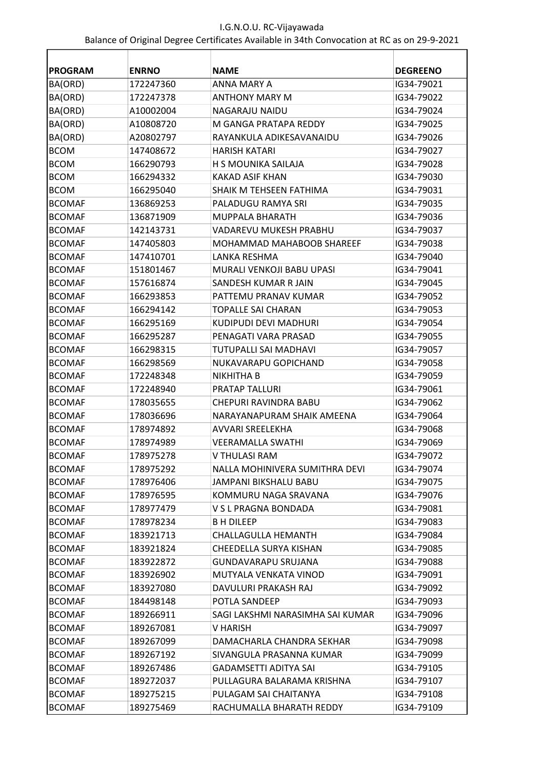I.G.N.O.U. RC-Vijayawada

Balance of Original Degree Certificates Available in 34th Convocation at RC as on 29-9-2021

| PROGRAM | ENRNO | NAME | DEGREENO |
|---|---|---|---|
| BA(ORD) | 172247360 | ANNA MARY A | IG34-79021 |
| BA(ORD) | 172247378 | ANTHONY MARY M | IG34-79022 |
| BA(ORD) | A10002004 | NAGARAJU NAIDU | IG34-79024 |
| BA(ORD) | A10808720 | M GANGA PRATAPA REDDY | IG34-79025 |
| BA(ORD) | A20802797 | RAYANKULA ADIKESAVANAIDU | IG34-79026 |
| BCOM | 147408672 | HARISH KATARI | IG34-79027 |
| BCOM | 166290793 | H S MOUNIKA SAILAJA | IG34-79028 |
| BCOM | 166294332 | KAKAD ASIF KHAN | IG34-79030 |
| BCOM | 166295040 | SHAIK M TEHSEEN FATHIMA | IG34-79031 |
| BCOMAF | 136869253 | PALADUGU RAMYA SRI | IG34-79035 |
| BCOMAF | 136871909 | MUPPALA BHARATH | IG34-79036 |
| BCOMAF | 142143731 | VADAREVU MUKESH PRABHU | IG34-79037 |
| BCOMAF | 147405803 | MOHAMMAD MAHABOOB SHAREEF | IG34-79038 |
| BCOMAF | 147410701 | LANKA RESHMA | IG34-79040 |
| BCOMAF | 151801467 | MURALI VENKOJI BABU UPASI | IG34-79041 |
| BCOMAF | 157616874 | SANDESH KUMAR R JAIN | IG34-79045 |
| BCOMAF | 166293853 | PATTEMU PRANAV KUMAR | IG34-79052 |
| BCOMAF | 166294142 | TOPALLE SAI CHARAN | IG34-79053 |
| BCOMAF | 166295169 | KUDIPUDI DEVI MADHURI | IG34-79054 |
| BCOMAF | 166295287 | PENAGATI VARA PRASAD | IG34-79055 |
| BCOMAF | 166298315 | TUTUPALLI SAI MADHAVI | IG34-79057 |
| BCOMAF | 166298569 | NUKAVARAPU GOPICHAND | IG34-79058 |
| BCOMAF | 172248348 | NIKHITHA B | IG34-79059 |
| BCOMAF | 172248940 | PRATAP TALLURI | IG34-79061 |
| BCOMAF | 178035655 | CHEPURI RAVINDRA BABU | IG34-79062 |
| BCOMAF | 178036696 | NARAYANAPURAM SHAIK AMEENA | IG34-79064 |
| BCOMAF | 178974892 | AVVARI SREELEKHA | IG34-79068 |
| BCOMAF | 178974989 | VEERAMALLA SWATHI | IG34-79069 |
| BCOMAF | 178975278 | V THULASI RAM | IG34-79072 |
| BCOMAF | 178975292 | NALLA MOHINIVERA SUMITHRA DEVI | IG34-79074 |
| BCOMAF | 178976406 | JAMPANI BIKSHALU BABU | IG34-79075 |
| BCOMAF | 178976595 | KOMMURU NAGA SRAVANA | IG34-79076 |
| BCOMAF | 178977479 | V S L PRAGNA BONDADA | IG34-79081 |
| BCOMAF | 178978234 | B H DILEEP | IG34-79083 |
| BCOMAF | 183921713 | CHALLAGULLA HEMANTH | IG34-79084 |
| BCOMAF | 183921824 | CHEEDELLA SURYA KISHAN | IG34-79085 |
| BCOMAF | 183922872 | GUNDAVARAPU SRUJANA | IG34-79088 |
| BCOMAF | 183926902 | MUTYALA VENKATA VINOD | IG34-79091 |
| BCOMAF | 183927080 | DAVULURI PRAKASH RAJ | IG34-79092 |
| BCOMAF | 184498148 | POTLA SANDEEP | IG34-79093 |
| BCOMAF | 189266911 | SAGI LAKSHMI NARASIMHA SAI KUMAR | IG34-79096 |
| BCOMAF | 189267081 | V HARISH | IG34-79097 |
| BCOMAF | 189267099 | DAMACHARLA CHANDRA SEKHAR | IG34-79098 |
| BCOMAF | 189267192 | SIVANGULA PRASANNA KUMAR | IG34-79099 |
| BCOMAF | 189267486 | GADAMSETTI ADITYA SAI | IG34-79105 |
| BCOMAF | 189272037 | PULLAGURA BALARAMA KRISHNA | IG34-79107 |
| BCOMAF | 189275215 | PULAGAM SAI CHAITANYA | IG34-79108 |
| BCOMAF | 189275469 | RACHUMALLA BHARATH REDDY | IG34-79109 |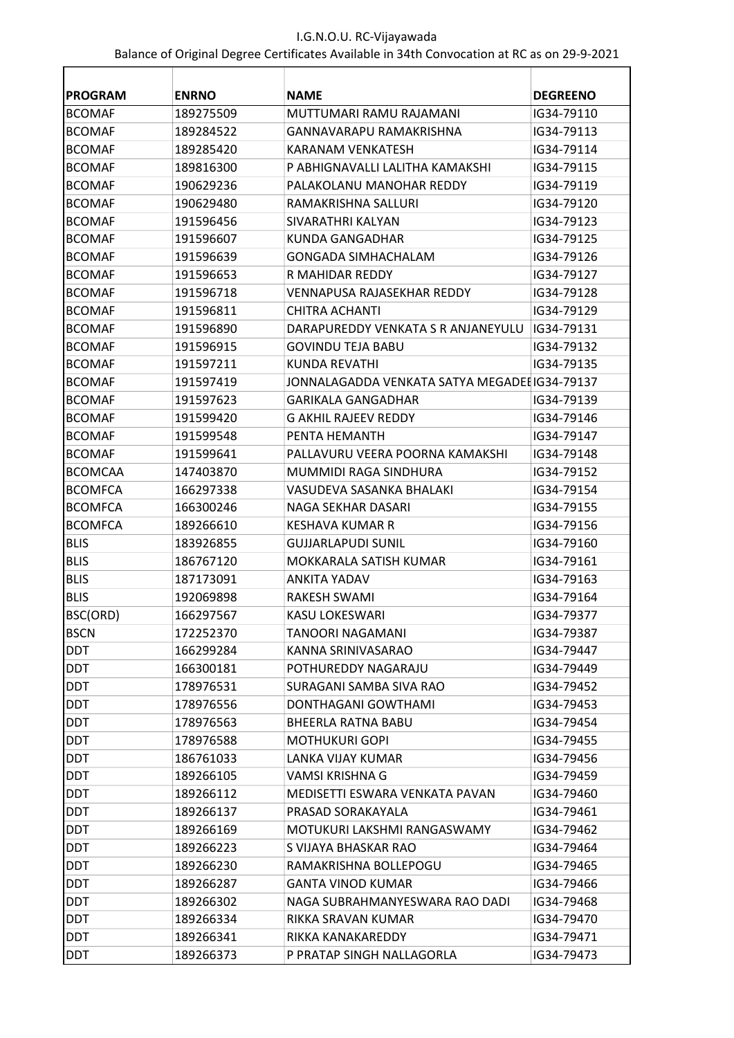I.G.N.O.U. RC-Vijayawada

Balance of Original Degree Certificates Available in 34th Convocation at RC as on 29-9-2021

| PROGRAM | ENRNO | NAME | DEGREENO |
|---|---|---|---|
| BCOMAF | 189275509 | MUTTUMARI RAMU RAJAMANI | IG34-79110 |
| BCOMAF | 189284522 | GANNAVARAPU RAMAKRISHNA | IG34-79113 |
| BCOMAF | 189285420 | KARANAM VENKATESH | IG34-79114 |
| BCOMAF | 189816300 | P ABHIGNAVALLI LALITHA KAMAKSHI | IG34-79115 |
| BCOMAF | 190629236 | PALAKOLANU MANOHAR REDDY | IG34-79119 |
| BCOMAF | 190629480 | RAMAKRISHNA SALLURI | IG34-79120 |
| BCOMAF | 191596456 | SIVARATHRI KALYAN | IG34-79123 |
| BCOMAF | 191596607 | KUNDA GANGADHAR | IG34-79125 |
| BCOMAF | 191596639 | GONGADA SIMHACHALAM | IG34-79126 |
| BCOMAF | 191596653 | R MAHIDAR REDDY | IG34-79127 |
| BCOMAF | 191596718 | VENNAPUSA RAJASEKHAR REDDY | IG34-79128 |
| BCOMAF | 191596811 | CHITRA ACHANTI | IG34-79129 |
| BCOMAF | 191596890 | DARAPUREDDY VENKATA S R ANJANEYULU | IG34-79131 |
| BCOMAF | 191596915 | GOVINDU TEJA BABU | IG34-79132 |
| BCOMAF | 191597211 | KUNDA REVATHI | IG34-79135 |
| BCOMAF | 191597419 | JONNALAGADDA VENKATA SATYA MEGADEE | IG34-79137 |
| BCOMAF | 191597623 | GARIKALA GANGADHAR | IG34-79139 |
| BCOMAF | 191599420 | G AKHIL RAJEEV REDDY | IG34-79146 |
| BCOMAF | 191599548 | PENTA HEMANTH | IG34-79147 |
| BCOMAF | 191599641 | PALLAVURU VEERA POORNA KAMAKSHI | IG34-79148 |
| BCOMCAA | 147403870 | MUMMIDI RAGA SINDHURA | IG34-79152 |
| BCOMFCA | 166297338 | VASUDEVA SASANKA BHALAKI | IG34-79154 |
| BCOMFCA | 166300246 | NAGA SEKHAR DASARI | IG34-79155 |
| BCOMFCA | 189266610 | KESHAVA KUMAR R | IG34-79156 |
| BLIS | 183926855 | GUJJARLAPUDI SUNIL | IG34-79160 |
| BLIS | 186767120 | MOKKARALA SATISH KUMAR | IG34-79161 |
| BLIS | 187173091 | ANKITA YADAV | IG34-79163 |
| BLIS | 192069898 | RAKESH SWAMI | IG34-79164 |
| BSC(ORD) | 166297567 | KASU LOKESWARI | IG34-79377 |
| BSCN | 172252370 | TANOORI NAGAMANI | IG34-79387 |
| DDT | 166299284 | KANNA SRINIVASARAO | IG34-79447 |
| DDT | 166300181 | POTHUREDDY NAGARAJU | IG34-79449 |
| DDT | 178976531 | SURAGANI SAMBA SIVA RAO | IG34-79452 |
| DDT | 178976556 | DONTHAGANI GOWTHAMI | IG34-79453 |
| DDT | 178976563 | BHEERLA RATNA BABU | IG34-79454 |
| DDT | 178976588 | MOTHUKURI GOPI | IG34-79455 |
| DDT | 186761033 | LANKA VIJAY KUMAR | IG34-79456 |
| DDT | 189266105 | VAMSI KRISHNA G | IG34-79459 |
| DDT | 189266112 | MEDISETTI ESWARA VENKATA PAVAN | IG34-79460 |
| DDT | 189266137 | PRASAD SORAKAYALA | IG34-79461 |
| DDT | 189266169 | MOTUKURI LAKSHMI RANGASWAMY | IG34-79462 |
| DDT | 189266223 | S VIJAYA BHASKAR RAO | IG34-79464 |
| DDT | 189266230 | RAMAKRISHNA BOLLEPOGU | IG34-79465 |
| DDT | 189266287 | GANTA VINOD KUMAR | IG34-79466 |
| DDT | 189266302 | NAGA SUBRAHMANYESWARA RAO DADI | IG34-79468 |
| DDT | 189266334 | RIKKA SRAVAN KUMAR | IG34-79470 |
| DDT | 189266341 | RIKKA KANAKAREDDY | IG34-79471 |
| DDT | 189266373 | P PRATAP SINGH NALLAGORLA | IG34-79473 |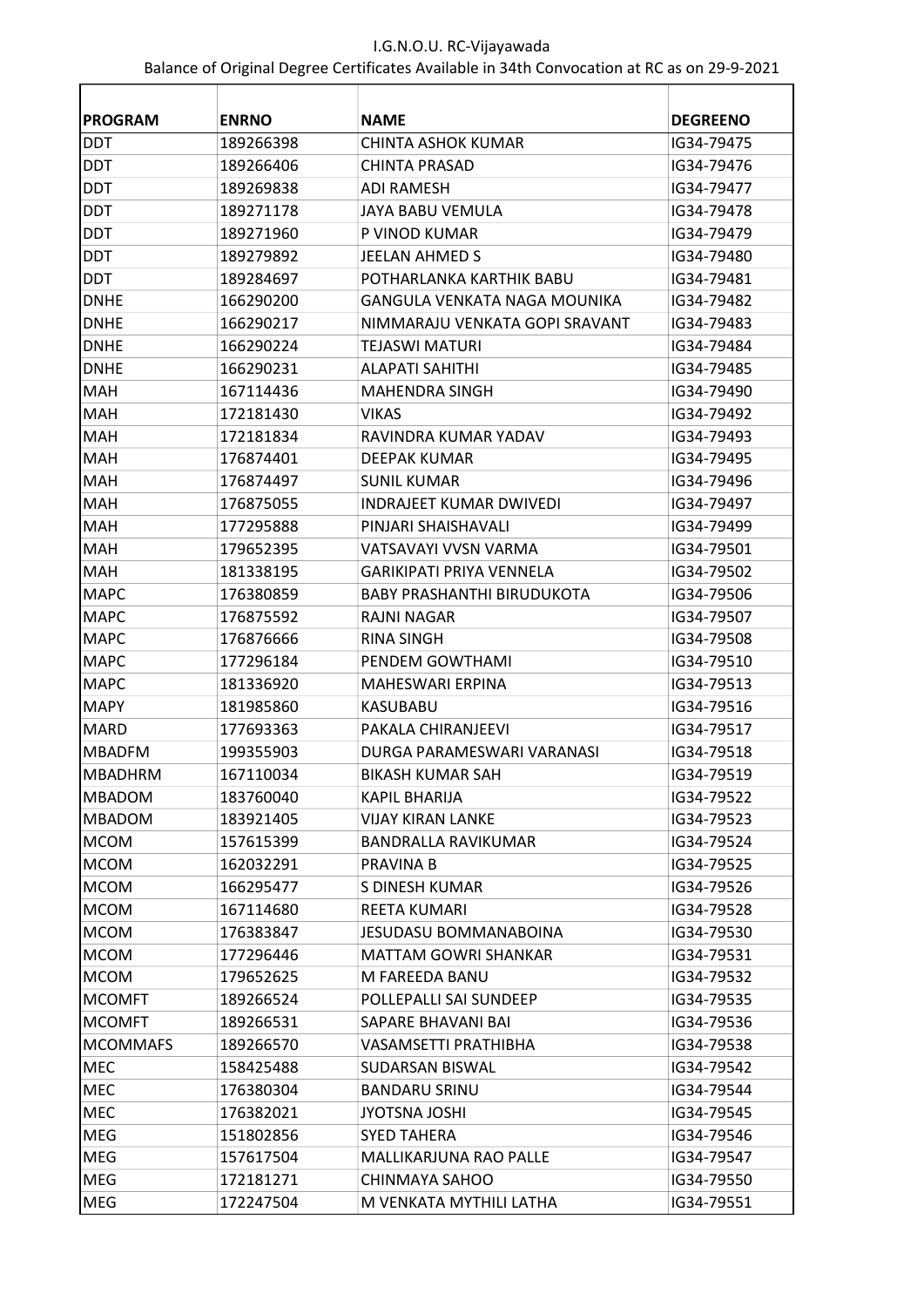I.G.N.O.U. RC-Vijayawada

Balance of Original Degree Certificates Available in 34th Convocation at RC as on 29-9-2021

| PROGRAM | ENRNO | NAME | DEGREENO |
|---|---|---|---|
| DDT | 189266398 | CHINTA ASHOK KUMAR | IG34-79475 |
| DDT | 189266406 | CHINTA PRASAD | IG34-79476 |
| DDT | 189269838 | ADI RAMESH | IG34-79477 |
| DDT | 189271178 | JAYA BABU VEMULA | IG34-79478 |
| DDT | 189271960 | P VINOD KUMAR | IG34-79479 |
| DDT | 189279892 | JEELAN AHMED S | IG34-79480 |
| DDT | 189284697 | POTHARLANKA KARTHIK BABU | IG34-79481 |
| DNHE | 166290200 | GANGULA VENKATA NAGA MOUNIKA | IG34-79482 |
| DNHE | 166290217 | NIMMARAJU VENKATA GOPI SRAVANT | IG34-79483 |
| DNHE | 166290224 | TEJASWI MATURI | IG34-79484 |
| DNHE | 166290231 | ALAPATI SAHITHI | IG34-79485 |
| MAH | 167114436 | MAHENDRA SINGH | IG34-79490 |
| MAH | 172181430 | VIKAS | IG34-79492 |
| MAH | 172181834 | RAVINDRA KUMAR YADAV | IG34-79493 |
| MAH | 176874401 | DEEPAK KUMAR | IG34-79495 |
| MAH | 176874497 | SUNIL KUMAR | IG34-79496 |
| MAH | 176875055 | INDRAJEET KUMAR DWIVEDI | IG34-79497 |
| MAH | 177295888 | PINJARI SHAISHAVALI | IG34-79499 |
| MAH | 179652395 | VATSAVAYI VVSN VARMA | IG34-79501 |
| MAH | 181338195 | GARIKIPATI PRIYA VENNELA | IG34-79502 |
| MAPC | 176380859 | BABY PRASHANTHI BIRUDUKOTA | IG34-79506 |
| MAPC | 176875592 | RAJNI NAGAR | IG34-79507 |
| MAPC | 176876666 | RINA SINGH | IG34-79508 |
| MAPC | 177296184 | PENDEM GOWTHAMI | IG34-79510 |
| MAPC | 181336920 | MAHESWARI ERPINA | IG34-79513 |
| MAPY | 181985860 | KASUBABU | IG34-79516 |
| MARD | 177693363 | PAKALA CHIRANJEEVI | IG34-79517 |
| MBADFM | 199355903 | DURGA PARAMESWARI VARANASI | IG34-79518 |
| MBADHRM | 167110034 | BIKASH KUMAR SAH | IG34-79519 |
| MBADOM | 183760040 | KAPIL BHARIJA | IG34-79522 |
| MBADOM | 183921405 | VIJAY KIRAN LANKE | IG34-79523 |
| MCOM | 157615399 | BANDRALLA RAVIKUMAR | IG34-79524 |
| MCOM | 162032291 | PRAVINA B | IG34-79525 |
| MCOM | 166295477 | S DINESH KUMAR | IG34-79526 |
| MCOM | 167114680 | REETA KUMARI | IG34-79528 |
| MCOM | 176383847 | JESUDASU BOMMANABOINA | IG34-79530 |
| MCOM | 177296446 | MATTAM GOWRI SHANKAR | IG34-79531 |
| MCOM | 179652625 | M FAREEDA BANU | IG34-79532 |
| MCOMFT | 189266524 | POLLEPALLI SAI SUNDEEP | IG34-79535 |
| MCOMFT | 189266531 | SAPARE BHAVANI BAI | IG34-79536 |
| MCOMMAFS | 189266570 | VASAMSETTI PRATHIBHA | IG34-79538 |
| MEC | 158425488 | SUDARSAN BISWAL | IG34-79542 |
| MEC | 176380304 | BANDARU SRINU | IG34-79544 |
| MEC | 176382021 | JYOTSNA JOSHI | IG34-79545 |
| MEG | 151802856 | SYED TAHERA | IG34-79546 |
| MEG | 157617504 | MALLIKARJUNA RAO PALLE | IG34-79547 |
| MEG | 172181271 | CHINMAYA SAHOO | IG34-79550 |
| MEG | 172247504 | M VENKATA MYTHILI LATHA | IG34-79551 |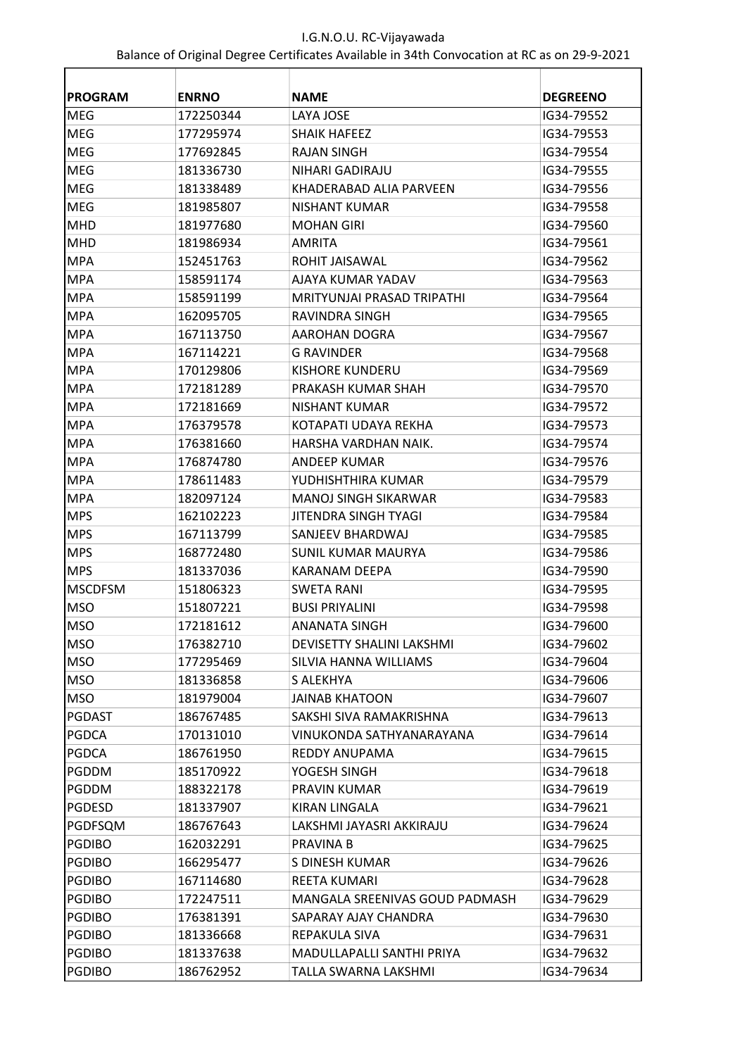I.G.N.O.U. RC-Vijayawada

Balance of Original Degree Certificates Available in 34th Convocation at RC as on 29-9-2021

| PROGRAM | ENRNO | NAME | DEGREENO |
|---|---|---|---|
| MEG | 172250344 | LAYA JOSE | IG34-79552 |
| MEG | 177295974 | SHAIK HAFEEZ | IG34-79553 |
| MEG | 177692845 | RAJAN SINGH | IG34-79554 |
| MEG | 181336730 | NIHARI GADIRAJU | IG34-79555 |
| MEG | 181338489 | KHADERABAD ALIA PARVEEN | IG34-79556 |
| MEG | 181985807 | NISHANT KUMAR | IG34-79558 |
| MHD | 181977680 | MOHAN GIRI | IG34-79560 |
| MHD | 181986934 | AMRITA | IG34-79561 |
| MPA | 152451763 | ROHIT JAISAWAL | IG34-79562 |
| MPA | 158591174 | AJAYA KUMAR YADAV | IG34-79563 |
| MPA | 158591199 | MRITYUNJAI PRASAD TRIPATHI | IG34-79564 |
| MPA | 162095705 | RAVINDRA SINGH | IG34-79565 |
| MPA | 167113750 | AAROHAN DOGRA | IG34-79567 |
| MPA | 167114221 | G RAVINDER | IG34-79568 |
| MPA | 170129806 | KISHORE KUNDERU | IG34-79569 |
| MPA | 172181289 | PRAKASH KUMAR SHAH | IG34-79570 |
| MPA | 172181669 | NISHANT KUMAR | IG34-79572 |
| MPA | 176379578 | KOTAPATI UDAYA REKHA | IG34-79573 |
| MPA | 176381660 | HARSHA VARDHAN NAIK. | IG34-79574 |
| MPA | 176874780 | ANDEEP KUMAR | IG34-79576 |
| MPA | 178611483 | YUDHISHTHIRA KUMAR | IG34-79579 |
| MPA | 182097124 | MANOJ SINGH SIKARWAR | IG34-79583 |
| MPS | 162102223 | JITENDRA SINGH TYAGI | IG34-79584 |
| MPS | 167113799 | SANJEEV BHARDWAJ | IG34-79585 |
| MPS | 168772480 | SUNIL KUMAR MAURYA | IG34-79586 |
| MPS | 181337036 | KARANAM DEEPA | IG34-79590 |
| MSCDFSM | 151806323 | SWETA RANI | IG34-79595 |
| MSO | 151807221 | BUSI PRIYALINI | IG34-79598 |
| MSO | 172181612 | ANANATA SINGH | IG34-79600 |
| MSO | 176382710 | DEVISETTY SHALINI LAKSHMI | IG34-79602 |
| MSO | 177295469 | SILVIA HANNA WILLIAMS | IG34-79604 |
| MSO | 181336858 | S ALEKHYA | IG34-79606 |
| MSO | 181979004 | JAINAB KHATOON | IG34-79607 |
| PGDAST | 186767485 | SAKSHI SIVA RAMAKRISHNA | IG34-79613 |
| PGDCA | 170131010 | VINUKONDA SATHYANARAYANA | IG34-79614 |
| PGDCA | 186761950 | REDDY ANUPAMA | IG34-79615 |
| PGDDM | 185170922 | YOGESH SINGH | IG34-79618 |
| PGDDM | 188322178 | PRAVIN KUMAR | IG34-79619 |
| PGDESD | 181337907 | KIRAN LINGALA | IG34-79621 |
| PGDFSQM | 186767643 | LAKSHMI JAYASRI AKKIRAJU | IG34-79624 |
| PGDIBO | 162032291 | PRAVINA B | IG34-79625 |
| PGDIBO | 166295477 | S DINESH KUMAR | IG34-79626 |
| PGDIBO | 167114680 | REETA KUMARI | IG34-79628 |
| PGDIBO | 172247511 | MANGALA SREENIVAS GOUD PADMASH | IG34-79629 |
| PGDIBO | 176381391 | SAPARAY AJAY CHANDRA | IG34-79630 |
| PGDIBO | 181336668 | REPAKULA SIVA | IG34-79631 |
| PGDIBO | 181337638 | MADULLAPALLI SANTHI PRIYA | IG34-79632 |
| PGDIBO | 186762952 | TALLA SWARNA LAKSHMI | IG34-79634 |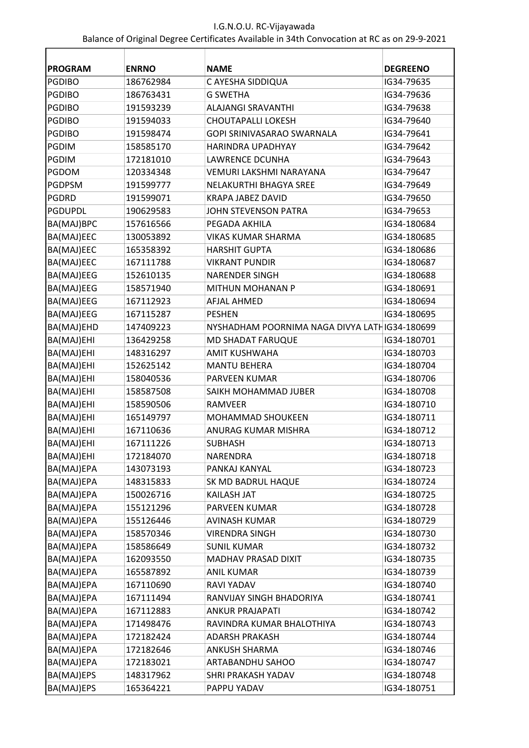I.G.N.O.U. RC-Vijayawada

Balance of Original Degree Certificates Available in 34th Convocation at RC as on 29-9-2021

| PROGRAM | ENRNO | NAME | DEGREENO |
|---|---|---|---|
| PGDIBO | 186762984 | C AYESHA SIDDIQUA | IG34-79635 |
| PGDIBO | 186763431 | G SWETHA | IG34-79636 |
| PGDIBO | 191593239 | ALAJANGI SRAVANTHI | IG34-79638 |
| PGDIBO | 191594033 | CHOUTAPALLI LOKESH | IG34-79640 |
| PGDIBO | 191598474 | GOPI SRINIVASARAO SWARNALA | IG34-79641 |
| PGDIM | 158585170 | HARINDRA UPADHYAY | IG34-79642 |
| PGDIM | 172181010 | LAWRENCE DCUNHA | IG34-79643 |
| PGDOM | 120334348 | VEMURI LAKSHMI NARAYANA | IG34-79647 |
| PGDPSM | 191599777 | NELAKURTHI BHAGYA SREE | IG34-79649 |
| PGDRD | 191599071 | KRAPA JABEZ DAVID | IG34-79650 |
| PGDUPDL | 190629583 | JOHN STEVENSON PATRA | IG34-79653 |
| BA(MAJ)BPC | 157616566 | PEGADA AKHILA | IG34-180684 |
| BA(MAJ)EEC | 130053892 | VIKAS KUMAR SHARMA | IG34-180685 |
| BA(MAJ)EEC | 165358392 | HARSHIT GUPTA | IG34-180686 |
| BA(MAJ)EEC | 167111788 | VIKRANT PUNDIR | IG34-180687 |
| BA(MAJ)EEG | 152610135 | NARENDER SINGH | IG34-180688 |
| BA(MAJ)EEG | 158571940 | MITHUN MOHANAN P | IG34-180691 |
| BA(MAJ)EEG | 167112923 | AFJAL AHMED | IG34-180694 |
| BA(MAJ)EEG | 167115287 | PESHEN | IG34-180695 |
| BA(MAJ)EHD | 147409223 | NYSHADHAM POORNIMA NAGA DIVYA LATH | IG34-180699 |
| BA(MAJ)EHI | 136429258 | MD SHADAT FARUQUE | IG34-180701 |
| BA(MAJ)EHI | 148316297 | AMIT KUSHWAHA | IG34-180703 |
| BA(MAJ)EHI | 152625142 | MANTU BEHERA | IG34-180704 |
| BA(MAJ)EHI | 158040536 | PARVEEN KUMAR | IG34-180706 |
| BA(MAJ)EHI | 158587508 | SAIKH MOHAMMAD JUBER | IG34-180708 |
| BA(MAJ)EHI | 158590506 | RAMVEER | IG34-180710 |
| BA(MAJ)EHI | 165149797 | MOHAMMAD SHOUKEEN | IG34-180711 |
| BA(MAJ)EHI | 167110636 | ANURAG KUMAR MISHRA | IG34-180712 |
| BA(MAJ)EHI | 167111226 | SUBHASH | IG34-180713 |
| BA(MAJ)EHI | 172184070 | NARENDRA | IG34-180718 |
| BA(MAJ)EPA | 143073193 | PANKAJ KANYAL | IG34-180723 |
| BA(MAJ)EPA | 148315833 | SK MD BADRUL HAQUE | IG34-180724 |
| BA(MAJ)EPA | 150026716 | KAILASH JAT | IG34-180725 |
| BA(MAJ)EPA | 155121296 | PARVEEN KUMAR | IG34-180728 |
| BA(MAJ)EPA | 155126446 | AVINASH KUMAR | IG34-180729 |
| BA(MAJ)EPA | 158570346 | VIRENDRA SINGH | IG34-180730 |
| BA(MAJ)EPA | 158586649 | SUNIL KUMAR | IG34-180732 |
| BA(MAJ)EPA | 162093550 | MADHAV PRASAD DIXIT | IG34-180735 |
| BA(MAJ)EPA | 165587892 | ANIL KUMAR | IG34-180739 |
| BA(MAJ)EPA | 167110690 | RAVI YADAV | IG34-180740 |
| BA(MAJ)EPA | 167111494 | RANVIJAY SINGH BHADORIYA | IG34-180741 |
| BA(MAJ)EPA | 167112883 | ANKUR PRAJAPATI | IG34-180742 |
| BA(MAJ)EPA | 171498476 | RAVINDRA KUMAR BHALOTHIYA | IG34-180743 |
| BA(MAJ)EPA | 172182424 | ADARSH PRAKASH | IG34-180744 |
| BA(MAJ)EPA | 172182646 | ANKUSH SHARMA | IG34-180746 |
| BA(MAJ)EPA | 172183021 | ARTABANDHU SAHOO | IG34-180747 |
| BA(MAJ)EPS | 148317962 | SHRI PRAKASH YADAV | IG34-180748 |
| BA(MAJ)EPS | 165364221 | PAPPU YADAV | IG34-180751 |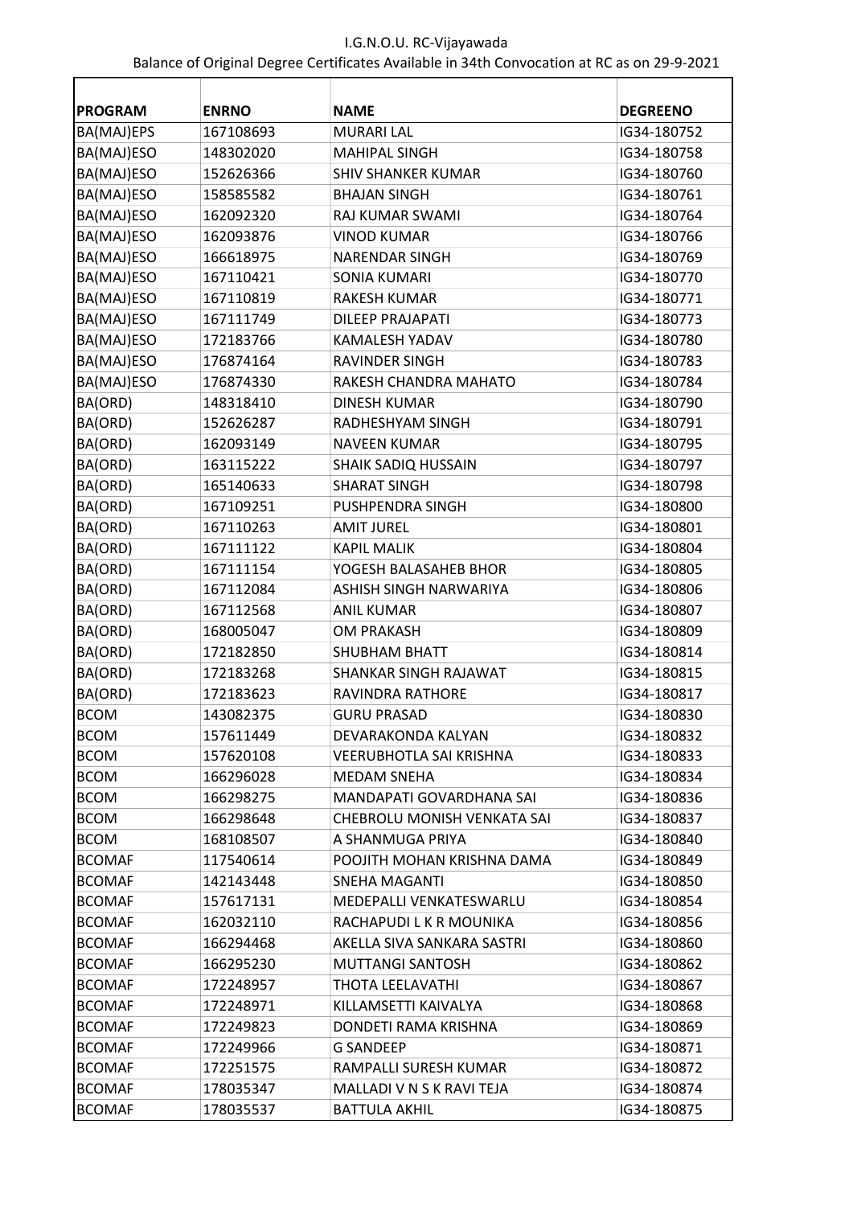I.G.N.O.U. RC-Vijayawada

Balance of Original Degree Certificates Available in 34th Convocation at RC as on 29-9-2021

| PROGRAM | ENRNO | NAME | DEGREENO |
|---|---|---|---|
| BA(MAJ)EPS | 167108693 | MURARI LAL | IG34-180752 |
| BA(MAJ)ESO | 148302020 | MAHIPAL SINGH | IG34-180758 |
| BA(MAJ)ESO | 152626366 | SHIV SHANKER KUMAR | IG34-180760 |
| BA(MAJ)ESO | 158585582 | BHAJAN SINGH | IG34-180761 |
| BA(MAJ)ESO | 162092320 | RAJ KUMAR SWAMI | IG34-180764 |
| BA(MAJ)ESO | 162093876 | VINOD KUMAR | IG34-180766 |
| BA(MAJ)ESO | 166618975 | NARENDAR SINGH | IG34-180769 |
| BA(MAJ)ESO | 167110421 | SONIA KUMARI | IG34-180770 |
| BA(MAJ)ESO | 167110819 | RAKESH KUMAR | IG34-180771 |
| BA(MAJ)ESO | 167111749 | DILEEP PRAJAPATI | IG34-180773 |
| BA(MAJ)ESO | 172183766 | KAMALESH YADAV | IG34-180780 |
| BA(MAJ)ESO | 176874164 | RAVINDER SINGH | IG34-180783 |
| BA(MAJ)ESO | 176874330 | RAKESH CHANDRA MAHATO | IG34-180784 |
| BA(ORD) | 148318410 | DINESH KUMAR | IG34-180790 |
| BA(ORD) | 152626287 | RADHESHYAM SINGH | IG34-180791 |
| BA(ORD) | 162093149 | NAVEEN KUMAR | IG34-180795 |
| BA(ORD) | 163115222 | SHAIK SADIQ HUSSAIN | IG34-180797 |
| BA(ORD) | 165140633 | SHARAT SINGH | IG34-180798 |
| BA(ORD) | 167109251 | PUSHPENDRA SINGH | IG34-180800 |
| BA(ORD) | 167110263 | AMIT JUREL | IG34-180801 |
| BA(ORD) | 167111122 | KAPIL MALIK | IG34-180804 |
| BA(ORD) | 167111154 | YOGESH BALASAHEB BHOR | IG34-180805 |
| BA(ORD) | 167112084 | ASHISH SINGH NARWARIYA | IG34-180806 |
| BA(ORD) | 167112568 | ANIL KUMAR | IG34-180807 |
| BA(ORD) | 168005047 | OM PRAKASH | IG34-180809 |
| BA(ORD) | 172182850 | SHUBHAM BHATT | IG34-180814 |
| BA(ORD) | 172183268 | SHANKAR SINGH RAJAWAT | IG34-180815 |
| BA(ORD) | 172183623 | RAVINDRA RATHORE | IG34-180817 |
| BCOM | 143082375 | GURU PRASAD | IG34-180830 |
| BCOM | 157611449 | DEVARAKONDA KALYAN | IG34-180832 |
| BCOM | 157620108 | VEERUBHOTLA SAI KRISHNA | IG34-180833 |
| BCOM | 166296028 | MEDAM SNEHA | IG34-180834 |
| BCOM | 166298275 | MANDAPATI GOVARDHANA SAI | IG34-180836 |
| BCOM | 166298648 | CHEBROLU MONISH VENKATA SAI | IG34-180837 |
| BCOM | 168108507 | A SHANMUGA PRIYA | IG34-180840 |
| BCOMAF | 117540614 | POOJITH MOHAN KRISHNA DAMA | IG34-180849 |
| BCOMAF | 142143448 | SNEHA MAGANTI | IG34-180850 |
| BCOMAF | 157617131 | MEDEPALLI VENKATESWARLU | IG34-180854 |
| BCOMAF | 162032110 | RACHAPUDI L K R MOUNIKA | IG34-180856 |
| BCOMAF | 166294468 | AKELLA SIVA SANKARA SASTRI | IG34-180860 |
| BCOMAF | 166295230 | MUTTANGI SANTOSH | IG34-180862 |
| BCOMAF | 172248957 | THOTA LEELAVATHI | IG34-180867 |
| BCOMAF | 172248971 | KILLAMSETTI KAIVALYA | IG34-180868 |
| BCOMAF | 172249823 | DONDETI RAMA KRISHNA | IG34-180869 |
| BCOMAF | 172249966 | G SANDEEP | IG34-180871 |
| BCOMAF | 172251575 | RAMPALLI SURESH KUMAR | IG34-180872 |
| BCOMAF | 178035347 | MALLADI V N S K RAVI TEJA | IG34-180874 |
| BCOMAF | 178035537 | BATTULA AKHIL | IG34-180875 |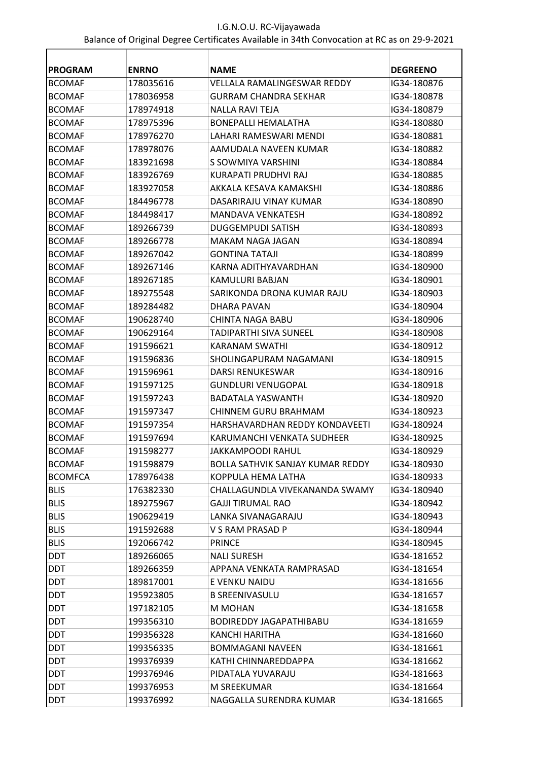I.G.N.O.U. RC-Vijayawada

Balance of Original Degree Certificates Available in 34th Convocation at RC as on 29-9-2021

| PROGRAM | ENRNO | NAME | DEGREENO |
|---|---|---|---|
| BCOMAF | 178035616 | VELLALA RAMALINGESWAR REDDY | IG34-180876 |
| BCOMAF | 178036958 | GURRAM CHANDRA SEKHAR | IG34-180878 |
| BCOMAF | 178974918 | NALLA RAVI TEJA | IG34-180879 |
| BCOMAF | 178975396 | BONEPALLI HEMALATHA | IG34-180880 |
| BCOMAF | 178976270 | LAHARI RAMESWARI MENDI | IG34-180881 |
| BCOMAF | 178978076 | AAMUDALA NAVEEN KUMAR | IG34-180882 |
| BCOMAF | 183921698 | S SOWMIYA VARSHINI | IG34-180884 |
| BCOMAF | 183926769 | KURAPATI PRUDHVI RAJ | IG34-180885 |
| BCOMAF | 183927058 | AKKALA KESAVA KAMAKSHI | IG34-180886 |
| BCOMAF | 184496778 | DASARIRAJU VINAY KUMAR | IG34-180890 |
| BCOMAF | 184498417 | MANDAVA VENKATESH | IG34-180892 |
| BCOMAF | 189266739 | DUGGEMPUDI SATISH | IG34-180893 |
| BCOMAF | 189266778 | MAKAM NAGA JAGAN | IG34-180894 |
| BCOMAF | 189267042 | GONTINA TATAJI | IG34-180899 |
| BCOMAF | 189267146 | KARNA ADITHYAVARDHAN | IG34-180900 |
| BCOMAF | 189267185 | KAMULURI BABJAN | IG34-180901 |
| BCOMAF | 189275548 | SARIKONDA DRONA KUMAR RAJU | IG34-180903 |
| BCOMAF | 189284482 | DHARA PAVAN | IG34-180904 |
| BCOMAF | 190628740 | CHINTA NAGA BABU | IG34-180906 |
| BCOMAF | 190629164 | TADIPARTHI SIVA SUNEEL | IG34-180908 |
| BCOMAF | 191596621 | KARANAM SWATHI | IG34-180912 |
| BCOMAF | 191596836 | SHOLINGAPURAM NAGAMANI | IG34-180915 |
| BCOMAF | 191596961 | DARSI RENUKESWAR | IG34-180916 |
| BCOMAF | 191597125 | GUNDLURI VENUGOPAL | IG34-180918 |
| BCOMAF | 191597243 | BADATALA YASWANTH | IG34-180920 |
| BCOMAF | 191597347 | CHINNEM GURU BRAHMAM | IG34-180923 |
| BCOMAF | 191597354 | HARSHAVARDHAN REDDY KONDAVEETI | IG34-180924 |
| BCOMAF | 191597694 | KARUMANCHI VENKATA SUDHEER | IG34-180925 |
| BCOMAF | 191598277 | JAKKAMPOODI RAHUL | IG34-180929 |
| BCOMAF | 191598879 | BOLLA SATHVIK SANJAY KUMAR REDDY | IG34-180930 |
| BCOMFCA | 178976438 | KOPPULA HEMA LATHA | IG34-180933 |
| BLIS | 176382330 | CHALLAGUNDLA VIVEKANANDA SWAMY | IG34-180940 |
| BLIS | 189275967 | GAJJI TIRUMAL RAO | IG34-180942 |
| BLIS | 190629419 | LANKA SIVANAGARAJU | IG34-180943 |
| BLIS | 191592688 | V S RAM PRASAD P | IG34-180944 |
| BLIS | 192066742 | PRINCE | IG34-180945 |
| DDT | 189266065 | NALI SURESH | IG34-181652 |
| DDT | 189266359 | APPANA VENKATA RAMPRASAD | IG34-181654 |
| DDT | 189817001 | E VENKU NAIDU | IG34-181656 |
| DDT | 195923805 | B SREENIVASULU | IG34-181657 |
| DDT | 197182105 | M MOHAN | IG34-181658 |
| DDT | 199356310 | BODIREDDY JAGAPATHIBABU | IG34-181659 |
| DDT | 199356328 | KANCHI HARITHA | IG34-181660 |
| DDT | 199356335 | BOMMAGANI NAVEEN | IG34-181661 |
| DDT | 199376939 | KATHI CHINNAREDDAPPA | IG34-181662 |
| DDT | 199376946 | PIDATALA YUVARAJU | IG34-181663 |
| DDT | 199376953 | M SREEKUMAR | IG34-181664 |
| DDT | 199376992 | NAGGALLA SURENDRA KUMAR | IG34-181665 |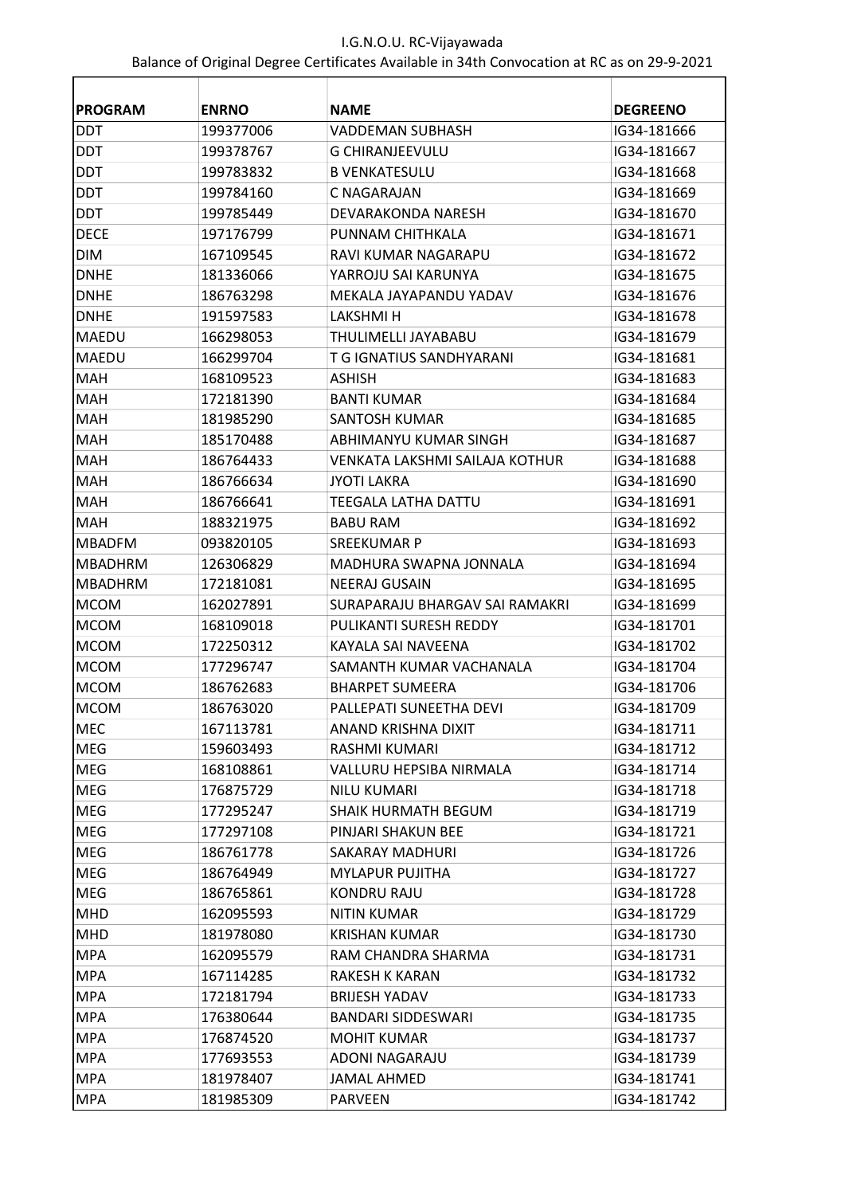I.G.N.O.U. RC-Vijayawada

Balance of Original Degree Certificates Available in 34th Convocation at RC as on 29-9-2021

| PROGRAM | ENRNO | NAME | DEGREENO |
| --- | --- | --- | --- |
| DDT | 199377006 | VADDEMAN SUBHASH | IG34-181666 |
| DDT | 199378767 | G CHIRANJEEVULU | IG34-181667 |
| DDT | 199783832 | B VENKATESULU | IG34-181668 |
| DDT | 199784160 | C NAGARAJAN | IG34-181669 |
| DDT | 199785449 | DEVARAKONDA NARESH | IG34-181670 |
| DECE | 197176799 | PUNNAM CHITHKALA | IG34-181671 |
| DIM | 167109545 | RAVI KUMAR NAGARAPU | IG34-181672 |
| DNHE | 181336066 | YARROJU SAI KARUNYA | IG34-181675 |
| DNHE | 186763298 | MEKALA JAYAPANDU YADAV | IG34-181676 |
| DNHE | 191597583 | LAKSHMI H | IG34-181678 |
| MAEDU | 166298053 | THULIMELLI JAYABABU | IG34-181679 |
| MAEDU | 166299704 | T G IGNATIUS SANDHYARANI | IG34-181681 |
| MAH | 168109523 | ASHISH | IG34-181683 |
| MAH | 172181390 | BANTI KUMAR | IG34-181684 |
| MAH | 181985290 | SANTOSH KUMAR | IG34-181685 |
| MAH | 185170488 | ABHIMANYU KUMAR SINGH | IG34-181687 |
| MAH | 186764433 | VENKATA LAKSHMI SAILAJA KOTHUR | IG34-181688 |
| MAH | 186766634 | JYOTI LAKRA | IG34-181690 |
| MAH | 186766641 | TEEGALA LATHA DATTU | IG34-181691 |
| MAH | 188321975 | BABU RAM | IG34-181692 |
| MBADFM | 093820105 | SREEKUMAR P | IG34-181693 |
| MBADHRM | 126306829 | MADHURA SWAPNA JONNALA | IG34-181694 |
| MBADHRM | 172181081 | NEERAJ GUSAIN | IG34-181695 |
| MCOM | 162027891 | SURAPARAJU BHARGAV SAI RAMAKRI | IG34-181699 |
| MCOM | 168109018 | PULIKANTI SURESH REDDY | IG34-181701 |
| MCOM | 172250312 | KAYALA SAI NAVEENA | IG34-181702 |
| MCOM | 177296747 | SAMANTH KUMAR VACHANALA | IG34-181704 |
| MCOM | 186762683 | BHARPET SUMEERA | IG34-181706 |
| MCOM | 186763020 | PALLEPATI SUNEETHA DEVI | IG34-181709 |
| MEC | 167113781 | ANAND KRISHNA DIXIT | IG34-181711 |
| MEG | 159603493 | RASHMI KUMARI | IG34-181712 |
| MEG | 168108861 | VALLURU HEPSIBA NIRMALA | IG34-181714 |
| MEG | 176875729 | NILU KUMARI | IG34-181718 |
| MEG | 177295247 | SHAIK HURMATH BEGUM | IG34-181719 |
| MEG | 177297108 | PINJARI SHAKUN BEE | IG34-181721 |
| MEG | 186761778 | SAKARAY MADHURI | IG34-181726 |
| MEG | 186764949 | MYLAPUR PUJITHA | IG34-181727 |
| MEG | 186765861 | KONDRU RAJU | IG34-181728 |
| MHD | 162095593 | NITIN KUMAR | IG34-181729 |
| MHD | 181978080 | KRISHAN KUMAR | IG34-181730 |
| MPA | 162095579 | RAM CHANDRA SHARMA | IG34-181731 |
| MPA | 167114285 | RAKESH K KARAN | IG34-181732 |
| MPA | 172181794 | BRIJESH YADAV | IG34-181733 |
| MPA | 176380644 | BANDARI SIDDESWARI | IG34-181735 |
| MPA | 176874520 | MOHIT KUMAR | IG34-181737 |
| MPA | 177693553 | ADONI NAGARAJU | IG34-181739 |
| MPA | 181978407 | JAMAL AHMED | IG34-181741 |
| MPA | 181985309 | PARVEEN | IG34-181742 |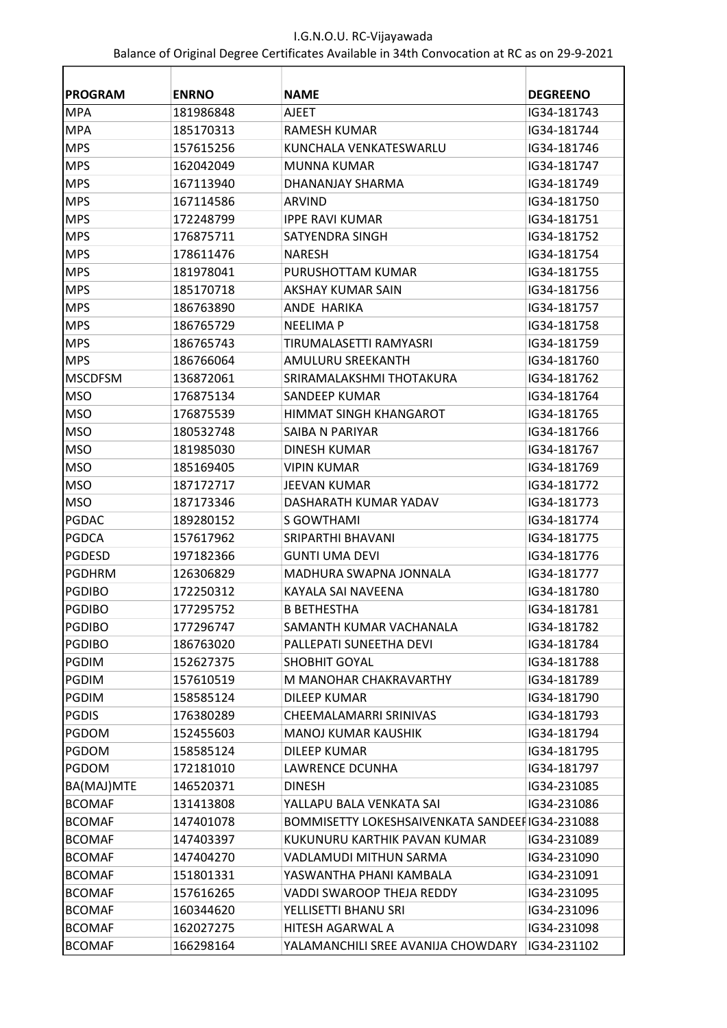I.G.N.O.U. RC-Vijayawada

Balance of Original Degree Certificates Available in 34th Convocation at RC as on 29-9-2021

| PROGRAM | ENRNO | NAME | DEGREENO |
|---|---|---|---|
| MPA | 181986848 | AJEET | IG34-181743 |
| MPA | 185170313 | RAMESH KUMAR | IG34-181744 |
| MPS | 157615256 | KUNCHALA VENKATESWARLU | IG34-181746 |
| MPS | 162042049 | MUNNA KUMAR | IG34-181747 |
| MPS | 167113940 | DHANANJAY SHARMA | IG34-181749 |
| MPS | 167114586 | ARVIND | IG34-181750 |
| MPS | 172248799 | IPPE RAVI KUMAR | IG34-181751 |
| MPS | 176875711 | SATYENDRA SINGH | IG34-181752 |
| MPS | 178611476 | NARESH | IG34-181754 |
| MPS | 181978041 | PURUSHOTTAM KUMAR | IG34-181755 |
| MPS | 185170718 | AKSHAY KUMAR SAIN | IG34-181756 |
| MPS | 186763890 | ANDE HARIKA | IG34-181757 |
| MPS | 186765729 | NEELIMA P | IG34-181758 |
| MPS | 186765743 | TIRUMALASETTI RAMYASRI | IG34-181759 |
| MPS | 186766064 | AMULURU SREEKANTH | IG34-181760 |
| MSCDFSM | 136872061 | SRIRAMALAKSHMI THOTAKURA | IG34-181762 |
| MSO | 176875134 | SANDEEP KUMAR | IG34-181764 |
| MSO | 176875539 | HIMMAT SINGH KHANGAROT | IG34-181765 |
| MSO | 180532748 | SAIBA N PARIYAR | IG34-181766 |
| MSO | 181985030 | DINESH KUMAR | IG34-181767 |
| MSO | 185169405 | VIPIN KUMAR | IG34-181769 |
| MSO | 187172717 | JEEVAN KUMAR | IG34-181772 |
| MSO | 187173346 | DASHARATH KUMAR YADAV | IG34-181773 |
| PGDAC | 189280152 | S GOWTHAMI | IG34-181774 |
| PGDCA | 157617962 | SRIPARTHI BHAVANI | IG34-181775 |
| PGDESD | 197182366 | GUNTI UMA DEVI | IG34-181776 |
| PGDHRM | 126306829 | MADHURA SWAPNA JONNALA | IG34-181777 |
| PGDIBO | 172250312 | KAYALA SAI NAVEENA | IG34-181780 |
| PGDIBO | 177295752 | B BETHESTHA | IG34-181781 |
| PGDIBO | 177296747 | SAMANTH KUMAR VACHANALA | IG34-181782 |
| PGDIBO | 186763020 | PALLEPATI SUNEETHA DEVI | IG34-181784 |
| PGDIM | 152627375 | SHOBHIT GOYAL | IG34-181788 |
| PGDIM | 157610519 | M MANOHAR CHAKRAVARTHY | IG34-181789 |
| PGDIM | 158585124 | DILEEP KUMAR | IG34-181790 |
| PGDIS | 176380289 | CHEEMALAMARRI SRINIVAS | IG34-181793 |
| PGDOM | 152455603 | MANOJ KUMAR KAUSHIK | IG34-181794 |
| PGDOM | 158585124 | DILEEP KUMAR | IG34-181795 |
| PGDOM | 172181010 | LAWRENCE DCUNHA | IG34-181797 |
| BA(MAJ)MTE | 146520371 | DINESH | IG34-231085 |
| BCOMAF | 131413808 | YALLAPU BALA VENKATA SAI | IG34-231086 |
| BCOMAF | 147401078 | BOMMISETTY LOKESHSAIVENKATA SANDEEF | IG34-231088 |
| BCOMAF | 147403397 | KUKUNURU KARTHIK PAVAN KUMAR | IG34-231089 |
| BCOMAF | 147404270 | VADLAMUDI MITHUN SARMA | IG34-231090 |
| BCOMAF | 151801331 | YASWANTHA PHANI KAMBALA | IG34-231091 |
| BCOMAF | 157616265 | VADDI SWAROOP THEJA REDDY | IG34-231095 |
| BCOMAF | 160344620 | YELLISETTI BHANU SRI | IG34-231096 |
| BCOMAF | 162027275 | HITESH AGARWAL A | IG34-231098 |
| BCOMAF | 166298164 | YALAMANCHILI SREE AVANIJA CHOWDARY | IG34-231102 |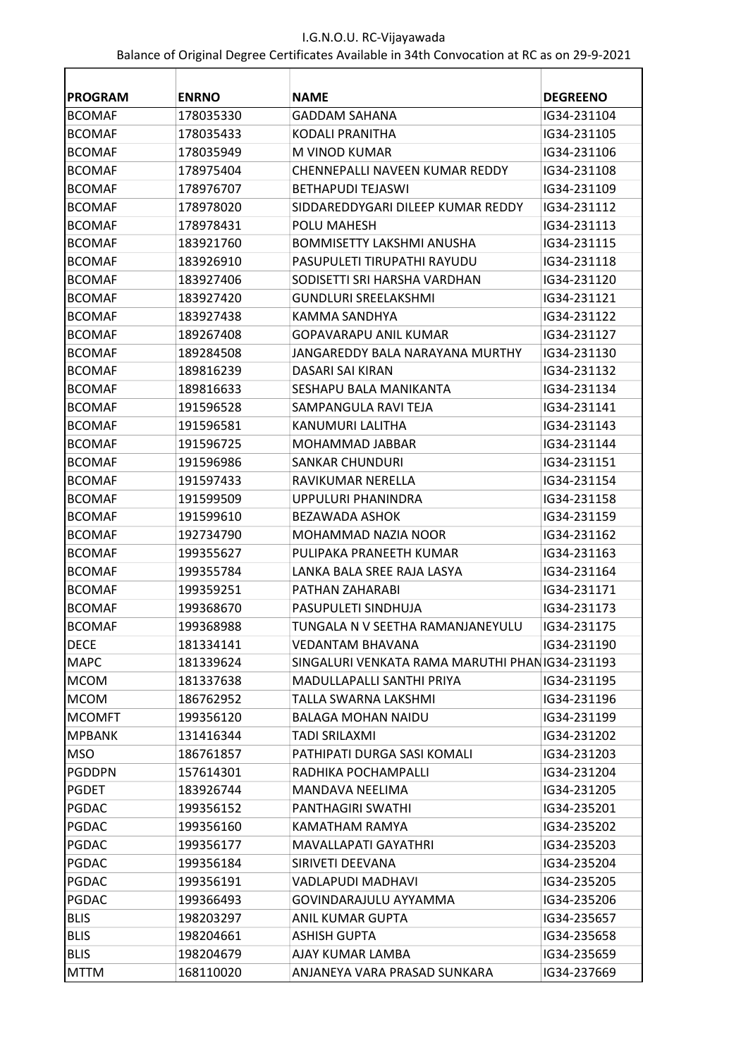I.G.N.O.U. RC-Vijayawada

Balance of Original Degree Certificates Available in 34th Convocation at RC as on 29-9-2021

| PROGRAM | ENRNO | NAME | DEGREENO |
|---|---|---|---|
| BCOMAF | 178035330 | GADDAM SAHANA | IG34-231104 |
| BCOMAF | 178035433 | KODALI PRANITHA | IG34-231105 |
| BCOMAF | 178035949 | M VINOD KUMAR | IG34-231106 |
| BCOMAF | 178975404 | CHENNEPALLI NAVEEN KUMAR REDDY | IG34-231108 |
| BCOMAF | 178976707 | BETHAPUDI TEJASWI | IG34-231109 |
| BCOMAF | 178978020 | SIDDAREDDYGARI DILEEP KUMAR REDDY | IG34-231112 |
| BCOMAF | 178978431 | POLU MAHESH | IG34-231113 |
| BCOMAF | 183921760 | BOMMISETTY LAKSHMI ANUSHA | IG34-231115 |
| BCOMAF | 183926910 | PASUPULETI TIRUPATHI RAYUDU | IG34-231118 |
| BCOMAF | 183927406 | SODISETTI SRI HARSHA VARDHAN | IG34-231120 |
| BCOMAF | 183927420 | GUNDLURI SREELAKSHMI | IG34-231121 |
| BCOMAF | 183927438 | KAMMA SANDHYA | IG34-231122 |
| BCOMAF | 189267408 | GOPAVARAPU ANIL KUMAR | IG34-231127 |
| BCOMAF | 189284508 | JANGAREDDY BALA NARAYANA MURTHY | IG34-231130 |
| BCOMAF | 189816239 | DASARI SAI KIRAN | IG34-231132 |
| BCOMAF | 189816633 | SESHAPU BALA MANIKANTA | IG34-231134 |
| BCOMAF | 191596528 | SAMPANGULA RAVI TEJA | IG34-231141 |
| BCOMAF | 191596581 | KANUMURI LALITHA | IG34-231143 |
| BCOMAF | 191596725 | MOHAMMAD JABBAR | IG34-231144 |
| BCOMAF | 191596986 | SANKAR CHUNDURI | IG34-231151 |
| BCOMAF | 191597433 | RAVIKUMAR NERELLA | IG34-231154 |
| BCOMAF | 191599509 | UPPULURI PHANINDRA | IG34-231158 |
| BCOMAF | 191599610 | BEZAWADA ASHOK | IG34-231159 |
| BCOMAF | 192734790 | MOHAMMAD NAZIA NOOR | IG34-231162 |
| BCOMAF | 199355627 | PULIPAKA PRANEETH KUMAR | IG34-231163 |
| BCOMAF | 199355784 | LANKA BALA SREE RAJA LASYA | IG34-231164 |
| BCOMAF | 199359251 | PATHAN ZAHARABI | IG34-231171 |
| BCOMAF | 199368670 | PASUPULETI SINDHUJA | IG34-231173 |
| BCOMAF | 199368988 | TUNGALA N V SEETHA RAMANJANEYULU | IG34-231175 |
| DECE | 181334141 | VEDANTAM BHAVANA | IG34-231190 |
| MAPC | 181339624 | SINGALURI VENKATA RAMA MARUTHI PHAN | IG34-231193 |
| MCOM | 181337638 | MADULLAPALLI SANTHI PRIYA | IG34-231195 |
| MCOM | 186762952 | TALLA SWARNA LAKSHMI | IG34-231196 |
| MCOMFT | 199356120 | BALAGA MOHAN NAIDU | IG34-231199 |
| MPBANK | 131416344 | TADI SRILAXMI | IG34-231202 |
| MSO | 186761857 | PATHIPATI DURGA SASI KOMALI | IG34-231203 |
| PGDDPN | 157614301 | RADHIKA POCHAMPALLI | IG34-231204 |
| PGDET | 183926744 | MANDAVA NEELIMA | IG34-231205 |
| PGDAC | 199356152 | PANTHAGIRI SWATHI | IG34-235201 |
| PGDAC | 199356160 | KAMATHAM RAMYA | IG34-235202 |
| PGDAC | 199356177 | MAVALLAPATI GAYATHRI | IG34-235203 |
| PGDAC | 199356184 | SIRIVETI DEEVANA | IG34-235204 |
| PGDAC | 199356191 | VADLAPUDI MADHAVI | IG34-235205 |
| PGDAC | 199366493 | GOVINDARAJULU AYYAMMA | IG34-235206 |
| BLIS | 198203297 | ANIL KUMAR GUPTA | IG34-235657 |
| BLIS | 198204661 | ASHISH GUPTA | IG34-235658 |
| BLIS | 198204679 | AJAY KUMAR LAMBA | IG34-235659 |
| MTTM | 168110020 | ANJANEYA VARA PRASAD SUNKARA | IG34-237669 |